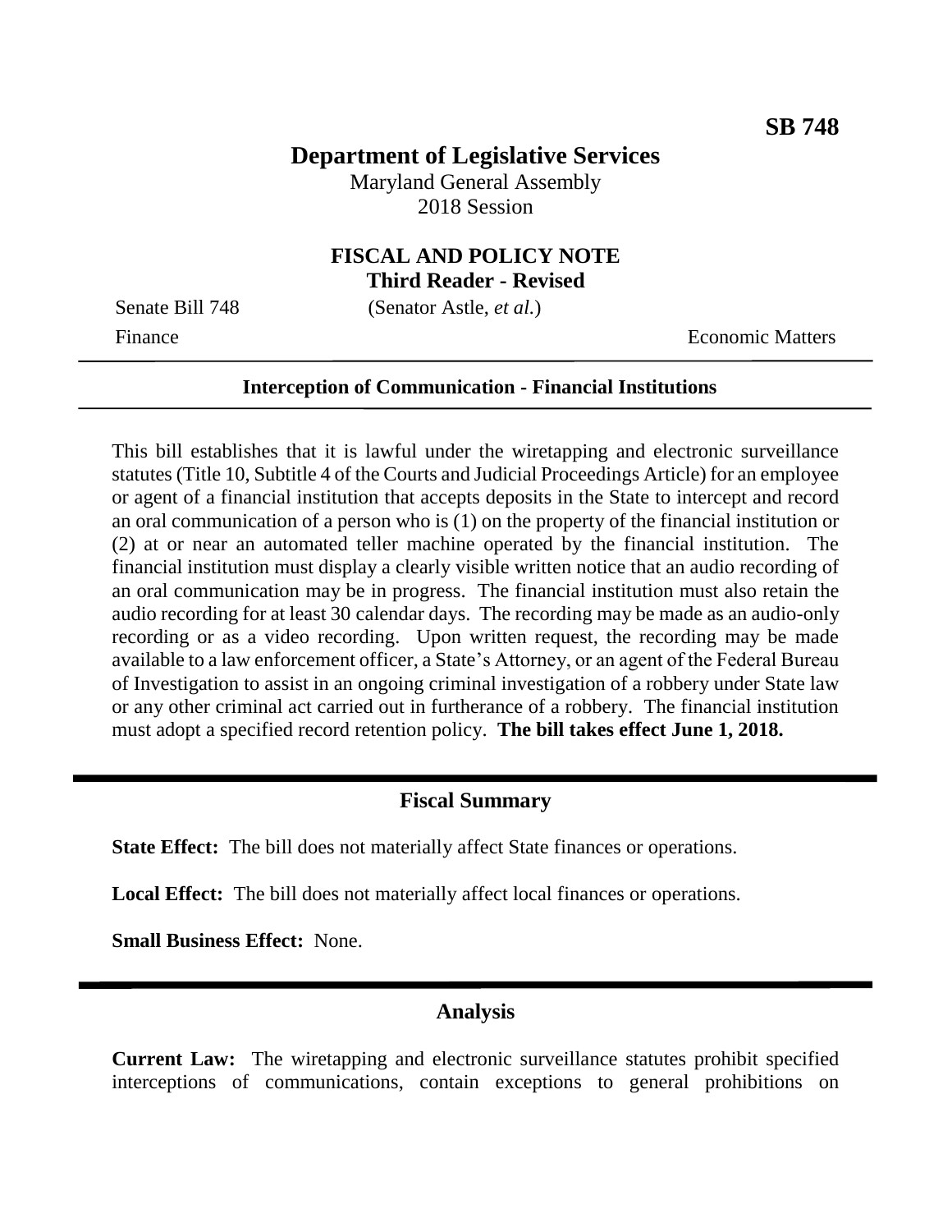**SB 748**

# Department of Legislative Services

Maryland General Assembly
2018 Session

## FISCAL AND POLICY NOTE
**Third Reader - Revised**

Senate Bill 748 (Senator Astle, *et al.*)
Finance Economic Matters

---

**Interception of Communication - Financial Institutions**

---

This bill establishes that it is lawful under the wiretapping and electronic surveillance statutes (Title 10, Subtitle 4 of the Courts and Judicial Proceedings Article) for an employee or agent of a financial institution that accepts deposits in the State to intercept and record an oral communication of a person who is (1) on the property of the financial institution or (2) at or near an automated teller machine operated by the financial institution. The financial institution must display a clearly visible written notice that an audio recording of an oral communication may be in progress. The financial institution must also retain the audio recording for at least 30 calendar days. The recording may be made as an audio-only recording or as a video recording. Upon written request, the recording may be made available to a law enforcement officer, a State's Attorney, or an agent of the Federal Bureau of Investigation to assist in an ongoing criminal investigation of a robbery under State law or any other criminal act carried out in furtherance of a robbery. The financial institution must adopt a specified record retention policy. **The bill takes effect June 1, 2018.**

---

## Fiscal Summary

**State Effect:** The bill does not materially affect State finances or operations.

**Local Effect:** The bill does not materially affect local finances or operations.

**Small Business Effect:** None.

---

## Analysis

**Current Law:** The wiretapping and electronic surveillance statutes prohibit specified interceptions of communications, contain exceptions to general prohibitions on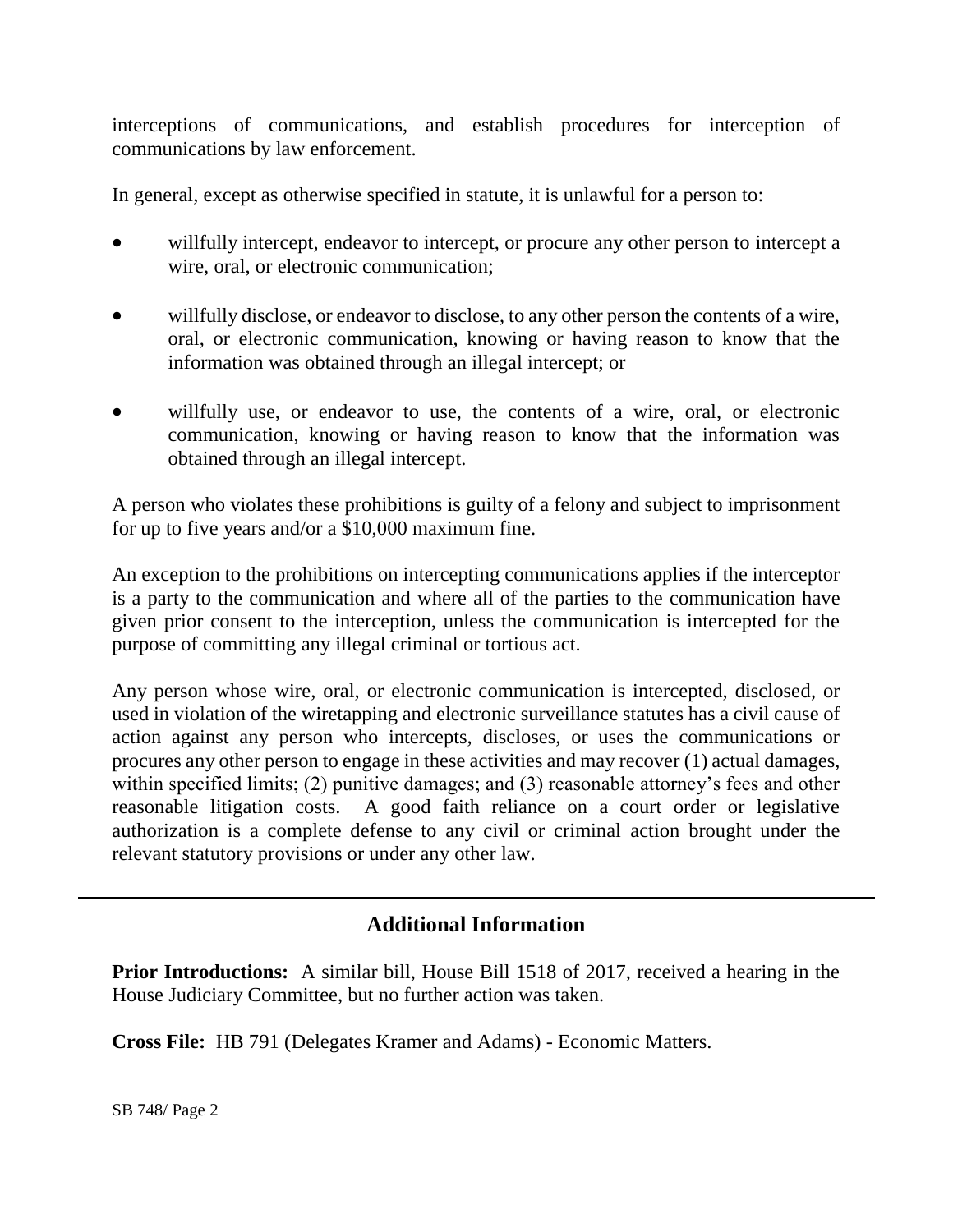interceptions of communications, and establish procedures for interception of communications by law enforcement.

In general, except as otherwise specified in statute, it is unlawful for a person to:

- willfully intercept, endeavor to intercept, or procure any other person to intercept a wire, oral, or electronic communication;
- willfully disclose, or endeavor to disclose, to any other person the contents of a wire, oral, or electronic communication, knowing or having reason to know that the information was obtained through an illegal intercept; or
- willfully use, or endeavor to use, the contents of a wire, oral, or electronic communication, knowing or having reason to know that the information was obtained through an illegal intercept.

A person who violates these prohibitions is guilty of a felony and subject to imprisonment for up to five years and/or a $10,000 maximum fine.

An exception to the prohibitions on intercepting communications applies if the interceptor is a party to the communication and where all of the parties to the communication have given prior consent to the interception, unless the communication is intercepted for the purpose of committing any illegal criminal or tortious act.

Any person whose wire, oral, or electronic communication is intercepted, disclosed, or used in violation of the wiretapping and electronic surveillance statutes has a civil cause of action against any person who intercepts, discloses, or uses the communications or procures any other person to engage in these activities and may recover (1) actual damages, within specified limits; (2) punitive damages; and (3) reasonable attorney's fees and other reasonable litigation costs. A good faith reliance on a court order or legislative authorization is a complete defense to any civil or criminal action brought under the relevant statutory provisions or under any other law.

## Additional Information

**Prior Introductions:** A similar bill, House Bill 1518 of 2017, received a hearing in the House Judiciary Committee, but no further action was taken.

**Cross File:** HB 791 (Delegates Kramer and Adams) - Economic Matters.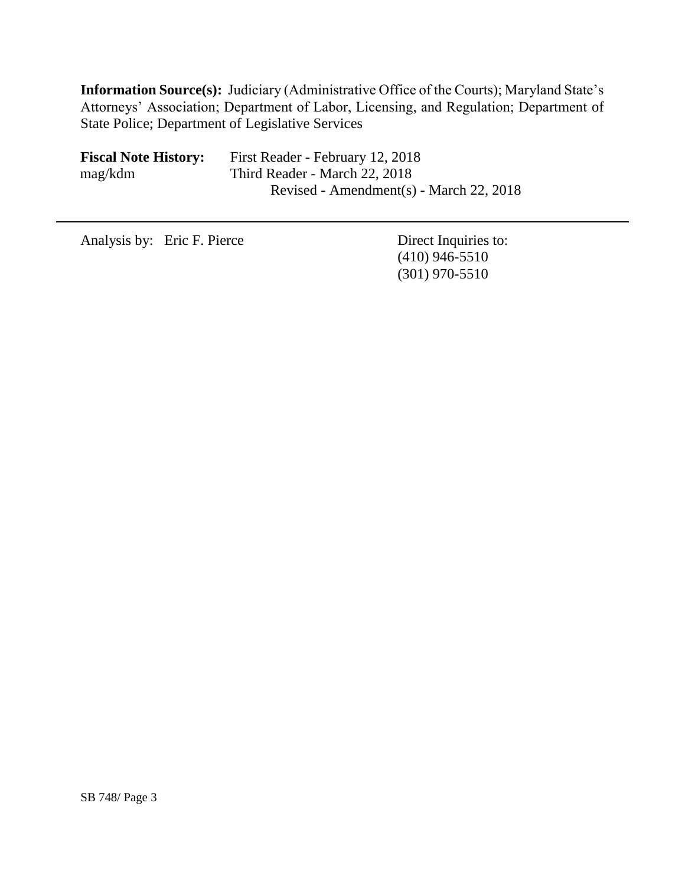**Information Source(s):** Judiciary (Administrative Office of the Courts); Maryland State's Attorneys' Association; Department of Labor, Licensing, and Regulation; Department of State Police; Department of Legislative Services

**Fiscal Note History:** First Reader - February 12, 2018
mag/kdm Third Reader - March 22, 2018
Revised - Amendment(s) - March 22, 2018

---

Analysis by: Eric F. Pierce

Direct Inquiries to:
(410) 946-5510
(301) 970-5510